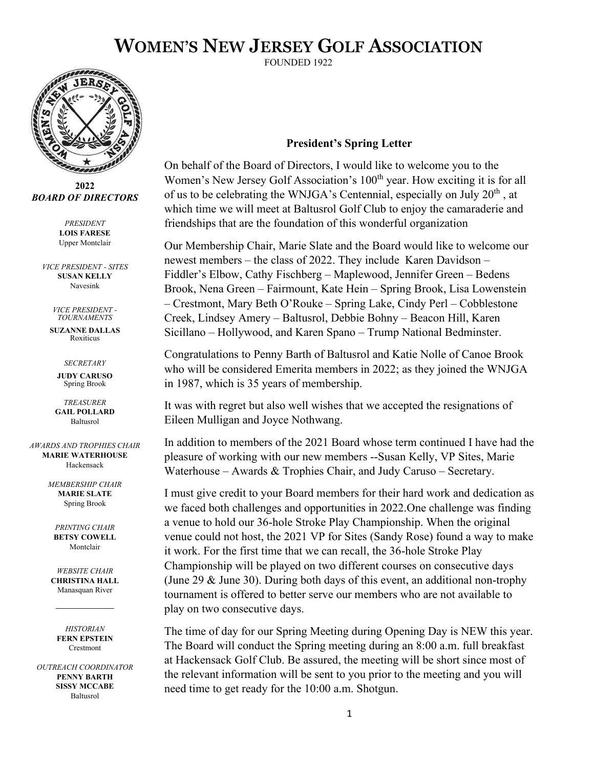# WOMEN'S NEW JERSEY GOLF ASSOCIATION

FOUNDED 1922

**2022**
***BOARD OF DIRECTORS***

*PRESIDENT*
**LOIS FARESE**
Upper Montclair

*VICE PRESIDENT - SITES*
**SUSAN KELLY**
Navesink

*VICE PRESIDENT - TOURNAMENTS*
**SUZANNE DALLAS**
Roxiticus

*SECRETARY*
**JUDY CARUSO**
Spring Brook

*TREASURER*
**GAIL POLLARD**
Baltusrol

*AWARDS AND TROPHIES CHAIR*
**MARIE WATERHOUSE**
Hackensack

*MEMBERSHIP CHAIR*
**MARIE SLATE**
Spring Brook

*PRINTING CHAIR*
**BETSY COWELL**
Montclair

*WEBSITE CHAIR*
**CHRISTINA HALL**
Manasquan River

---

*HISTORIAN*
**FERN EPSTEIN**
Crestmont

*OUTREACH COORDINATOR*
**PENNY BARTH**
**SISSY MCCABE**
Baltusrol

## President's Spring Letter

On behalf of the Board of Directors, I would like to welcome you to the Women's New Jersey Golf Association's 100th year. How exciting it is for all of us to be celebrating the WNJGA's Centennial, especially on July 20th , at which time we will meet at Baltusrol Golf Club to enjoy the camaraderie and friendships that are the foundation of this wonderful organization

Our Membership Chair, Marie Slate and the Board would like to welcome our newest members – the class of 2022. They include Karen Davidson – Fiddler's Elbow, Cathy Fischberg – Maplewood, Jennifer Green – Bedens Brook, Nena Green – Fairmount, Kate Hein – Spring Brook, Lisa Lowenstein – Crestmont, Mary Beth O'Rouke – Spring Lake, Cindy Perl – Cobblestone Creek, Lindsey Amery – Baltusrol, Debbie Bohny – Beacon Hill, Karen Sicillano – Hollywood, and Karen Spano – Trump National Bedminster.

Congratulations to Penny Barth of Baltusrol and Katie Nolle of Canoe Brook who will be considered Emerita members in 2022; as they joined the WNJGA in 1987, which is 35 years of membership.

It was with regret but also well wishes that we accepted the resignations of Eileen Mulligan and Joyce Nothwang.

In addition to members of the 2021 Board whose term continued I have had the pleasure of working with our new members --Susan Kelly, VP Sites, Marie Waterhouse – Awards & Trophies Chair, and Judy Caruso – Secretary.

I must give credit to your Board members for their hard work and dedication as we faced both challenges and opportunities in 2022.One challenge was finding a venue to hold our 36-hole Stroke Play Championship. When the original venue could not host, the 2021 VP for Sites (Sandy Rose) found a way to make it work. For the first time that we can recall, the 36-hole Stroke Play Championship will be played on two different courses on consecutive days (June 29 & June 30). During both days of this event, an additional non-trophy tournament is offered to better serve our members who are not available to play on two consecutive days.

The time of day for our Spring Meeting during Opening Day is NEW this year. The Board will conduct the Spring meeting during an 8:00 a.m. full breakfast at Hackensack Golf Club. Be assured, the meeting will be short since most of the relevant information will be sent to you prior to the meeting and you will need time to get ready for the 10:00 a.m. Shotgun.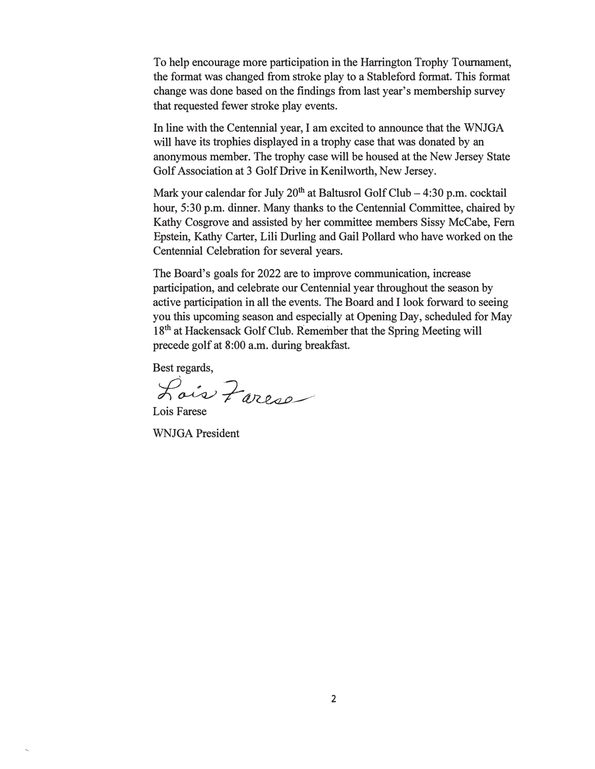To help encourage more participation in the Harrington Trophy Tournament, the format was changed from stroke play to a Stableford format. This format change was done based on the findings from last year's membership survey that requested fewer stroke play events.

In line with the Centennial year, I am excited to announce that the WNJGA will have its trophies displayed in a trophy case that was donated by an anonymous member. The trophy case will be housed at the New Jersey State Golf Association at 3 Golf Drive in Kenilworth, New Jersey.

Mark your calendar for July 20th at Baltusrol Golf Club – 4:30 p.m. cocktail hour, 5:30 p.m. dinner. Many thanks to the Centennial Committee, chaired by Kathy Cosgrove and assisted by her committee members Sissy McCabe, Fern Epstein, Kathy Carter, Lili Durling and Gail Pollard who have worked on the Centennial Celebration for several years.

The Board's goals for 2022 are to improve communication, increase participation, and celebrate our Centennial year throughout the season by active participation in all the events. The Board and I look forward to seeing you this upcoming season and especially at Opening Day, scheduled for May 18th at Hackensack Golf Club. Remember that the Spring Meeting will precede golf at 8:00 a.m. during breakfast.

Best regards,

Lois Farese

Lois Farese

WNJGA President